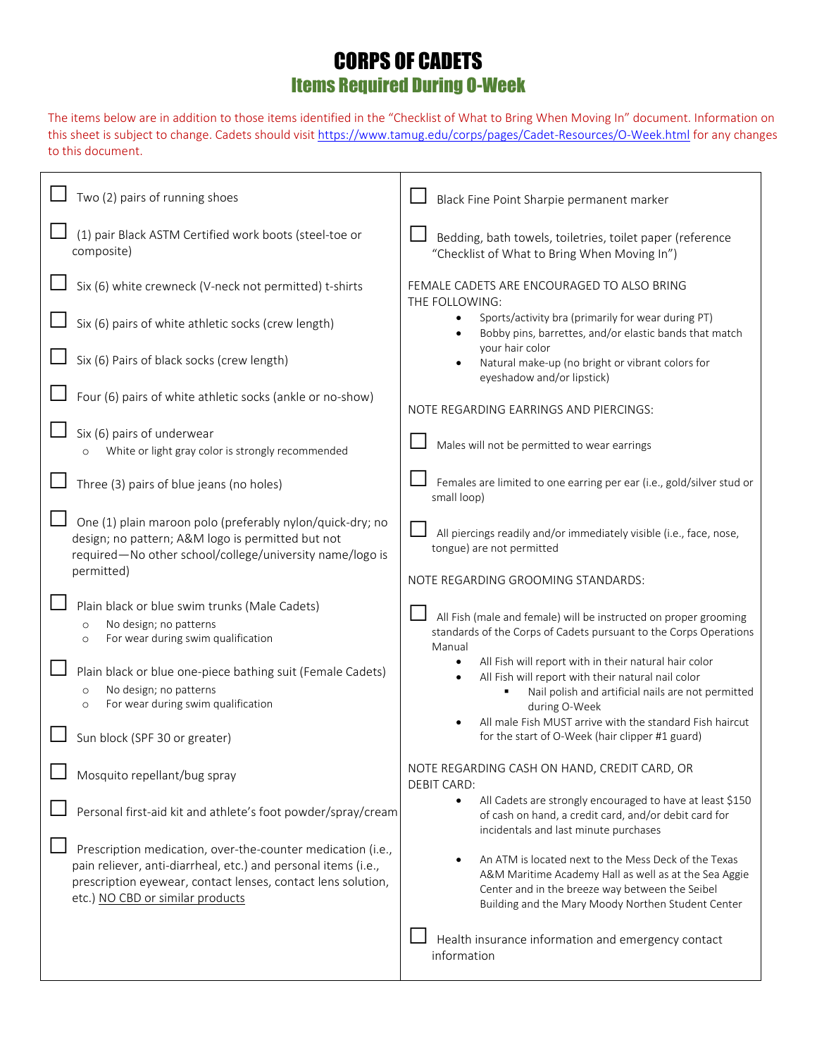# CORPS OF CADETS

## Items Required During O-Week

The items below are in addition to those items identified in the "Checklist of What to Bring When Moving In" document. Information on this sheet is subject to change. Cadets should visit https://www.tamug.edu/corps/pages/Cadet-Resources/O-Week.html for any changes to this document.

- ☐ Two (2) pairs of running shoes
- ☐ (1) pair Black ASTM Certified work boots (steel-toe or composite)
- ☐ Six (6) white crewneck (V-neck not permitted) t-shirts
- ☐ Six (6) pairs of white athletic socks (crew length)
- ☐ Six (6) Pairs of black socks (crew length)
- ☐ Four (6) pairs of white athletic socks (ankle or no-show)
- ☐ Six (6) pairs of underwear
  - White or light gray color is strongly recommended
- ☐ Three (3) pairs of blue jeans (no holes)
- ☐ One (1) plain maroon polo (preferably nylon/quick-dry; no design; no pattern; A&M logo is permitted but not required—No other school/college/university name/logo is permitted)
- ☐ Plain black or blue swim trunks (Male Cadets)
  - No design; no patterns
  - For wear during swim qualification
- ☐ Plain black or blue one-piece bathing suit (Female Cadets)
  - No design; no patterns
  - For wear during swim qualification
- ☐ Sun block (SPF 30 or greater)
- ☐ Mosquito repellant/bug spray
- ☐ Personal first-aid kit and athlete's foot powder/spray/cream
- ☐ Prescription medication, over-the-counter medication (i.e., pain reliever, anti-diarrheal, etc.) and personal items (i.e., prescription eyewear, contact lenses, contact lens solution, etc.) NO CBD or similar products
- ☐ Black Fine Point Sharpie permanent marker
- ☐ Bedding, bath towels, toiletries, toilet paper (reference "Checklist of What to Bring When Moving In")

FEMALE CADETS ARE ENCOURAGED TO ALSO BRING THE FOLLOWING:

- Sports/activity bra (primarily for wear during PT)
- Bobby pins, barrettes, and/or elastic bands that match your hair color
- Natural make-up (no bright or vibrant colors for eyeshadow and/or lipstick)

NOTE REGARDING EARRINGS AND PIERCINGS:

- ☐ Males will not be permitted to wear earrings
- ☐ Females are limited to one earring per ear (i.e., gold/silver stud or small loop)
- ☐ All piercings readily and/or immediately visible (i.e., face, nose, tongue) are not permitted

NOTE REGARDING GROOMING STANDARDS:

- ☐ All Fish (male and female) will be instructed on proper grooming standards of the Corps of Cadets pursuant to the Corps Operations Manual
  - All Fish will report with in their natural hair color
  - All Fish will report with their natural nail color
    - Nail polish and artificial nails are not permitted during O-Week
  - All male Fish MUST arrive with the standard Fish haircut for the start of O-Week (hair clipper #1 guard)

NOTE REGARDING CASH ON HAND, CREDIT CARD, OR DEBIT CARD:

- All Cadets are strongly encouraged to have at least $150 of cash on hand, a credit card, and/or debit card for incidentals and last minute purchases
- An ATM is located next to the Mess Deck of the Texas A&M Maritime Academy Hall as well as at the Sea Aggie Center and in the breeze way between the Seibel Building and the Mary Moody Northen Student Center

- ☐ Health insurance information and emergency contact information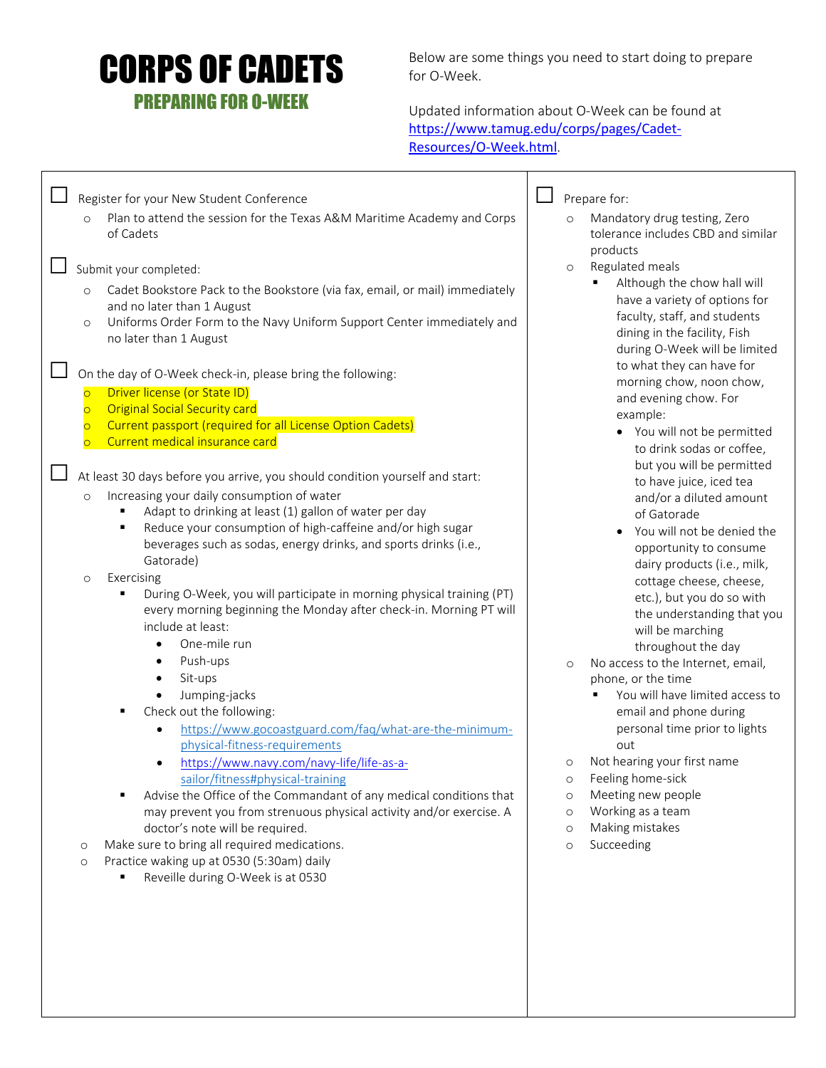# CORPS OF CADETS

## PREPARING FOR O-WEEK

Below are some things you need to start doing to prepare for O-Week.

Updated information about O-Week can be found at https://www.tamug.edu/corps/pages/Cadet-Resources/O-Week.html.

- [ ] Register for your New Student Conference
  - Plan to attend the session for the Texas A&M Maritime Academy and Corps of Cadets
- [ ] Submit your completed:
  - Cadet Bookstore Pack to the Bookstore (via fax, email, or mail) immediately and no later than 1 August
  - Uniforms Order Form to the Navy Uniform Support Center immediately and no later than 1 August
- [ ] On the day of O-Week check-in, please bring the following:
  - Driver license (or State ID)
  - Original Social Security card
  - Current passport (required for all License Option Cadets)
  - Current medical insurance card
- [ ] At least 30 days before you arrive, you should condition yourself and start:
  - Increasing your daily consumption of water
    - Adapt to drinking at least (1) gallon of water per day
    - Reduce your consumption of high-caffeine and/or high sugar beverages such as sodas, energy drinks, and sports drinks (i.e., Gatorade)
  - Exercising
    - During O-Week, you will participate in morning physical training (PT) every morning beginning the Monday after check-in. Morning PT will include at least:
      - One-mile run
      - Push-ups
      - Sit-ups
      - Jumping-jacks
    - Check out the following:
      - https://www.gocoastguard.com/faq/what-are-the-minimum-physical-fitness-requirements
      - https://www.navy.com/navy-life/life-as-a-sailor/fitness#physical-training
    - Advise the Office of the Commandant of any medical conditions that may prevent you from strenuous physical activity and/or exercise. A doctor's note will be required.
  - Make sure to bring all required medications.
  - Practice waking up at 0530 (5:30am) daily
    - Reveille during O-Week is at 0530
- [ ] Prepare for:
  - Mandatory drug testing, Zero tolerance includes CBD and similar products
  - Regulated meals
    - Although the chow hall will have a variety of options for faculty, staff, and students dining in the facility, Fish during O-Week will be limited to what they can have for morning chow, noon chow, and evening chow. For example:
      - You will not be permitted to drink sodas or coffee, but you will be permitted to have juice, iced tea and/or a diluted amount of Gatorade
      - You will not be denied the opportunity to consume dairy products (i.e., milk, cottage cheese, cheese, etc.), but you do so with the understanding that you will be marching throughout the day
  - No access to the Internet, email, phone, or the time
    - You will have limited access to email and phone during personal time prior to lights out
  - Not hearing your first name
  - Feeling home-sick
  - Meeting new people
  - Working as a team
  - Making mistakes
  - Succeeding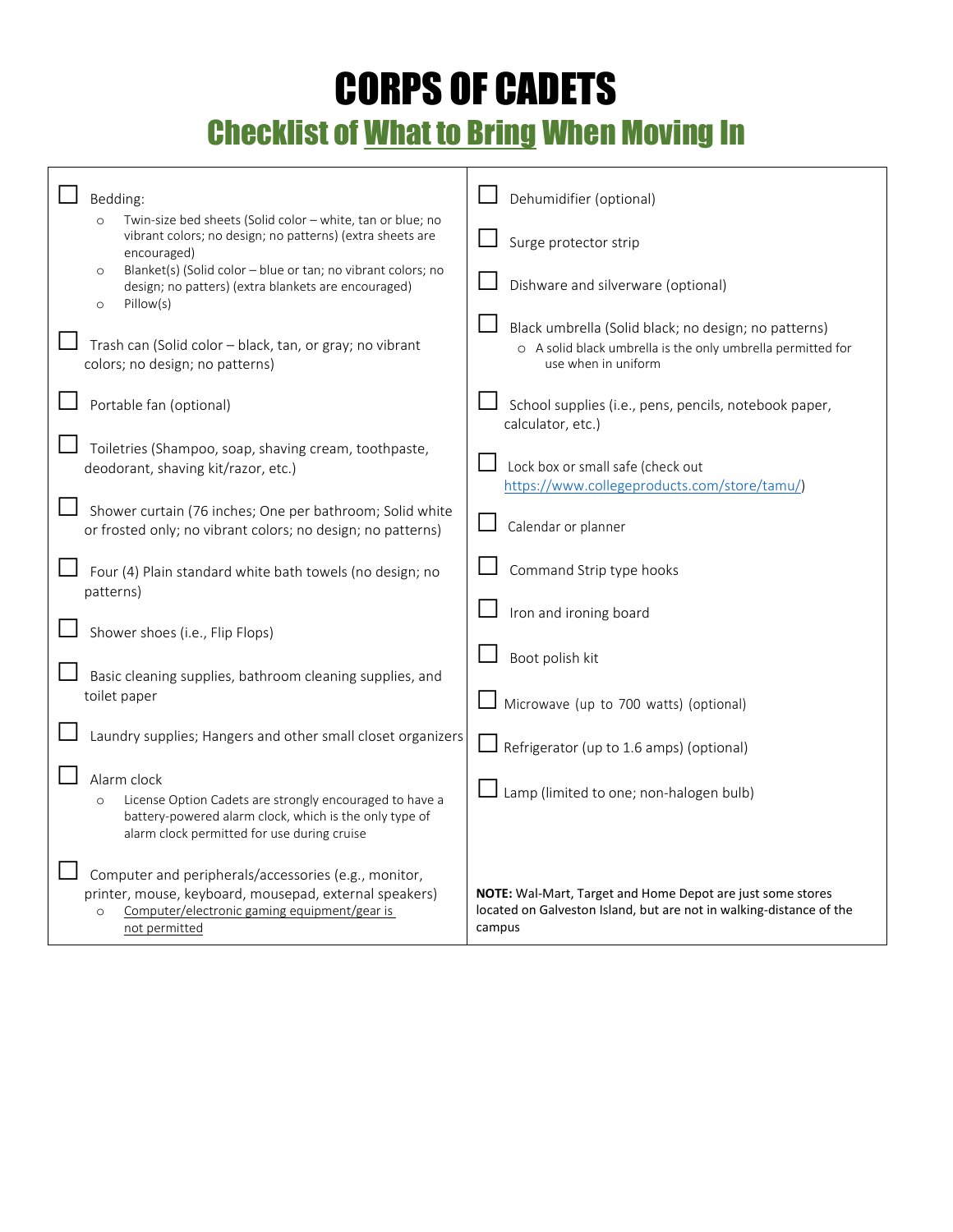# CORPS OF CADETS

## Checklist of What to Bring When Moving In

- [ ] Bedding:
  - Twin-size bed sheets (Solid color – white, tan or blue; no vibrant colors; no design; no patterns) (extra sheets are encouraged)
  - Blanket(s) (Solid color – blue or tan; no vibrant colors; no design; no patters) (extra blankets are encouraged)
  - Pillow(s)
- [ ] Trash can (Solid color – black, tan, or gray; no vibrant colors; no design; no patterns)
- [ ] Portable fan (optional)
- [ ] Toiletries (Shampoo, soap, shaving cream, toothpaste, deodorant, shaving kit/razor, etc.)
- [ ] Shower curtain (76 inches; One per bathroom; Solid white or frosted only; no vibrant colors; no design; no patterns)
- [ ] Four (4) Plain standard white bath towels (no design; no patterns)
- [ ] Shower shoes (i.e., Flip Flops)
- [ ] Basic cleaning supplies, bathroom cleaning supplies, and toilet paper
- [ ] Laundry supplies; Hangers and other small closet organizers
- [ ] Alarm clock
  - License Option Cadets are strongly encouraged to have a battery-powered alarm clock, which is the only type of alarm clock permitted for use during cruise
- [ ] Computer and peripherals/accessories (e.g., monitor, printer, mouse, keyboard, mousepad, external speakers)
  - Computer/electronic gaming equipment/gear is not permitted
- [ ] Dehumidifier (optional)
- [ ] Surge protector strip
- [ ] Dishware and silverware (optional)
- [ ] Black umbrella (Solid black; no design; no patterns)
  - A solid black umbrella is the only umbrella permitted for use when in uniform
- [ ] School supplies (i.e., pens, pencils, notebook paper, calculator, etc.)
- [ ] Lock box or small safe (check out https://www.collegeproducts.com/store/tamu/)
- [ ] Calendar or planner
- [ ] Command Strip type hooks
- [ ] Iron and ironing board
- [ ] Boot polish kit
- [ ] Microwave (up to 700 watts) (optional)
- [ ] Refrigerator (up to 1.6 amps) (optional)
- [ ] Lamp (limited to one; non-halogen bulb)

**NOTE:** Wal-Mart, Target and Home Depot are just some stores located on Galveston Island, but are not in walking-distance of the campus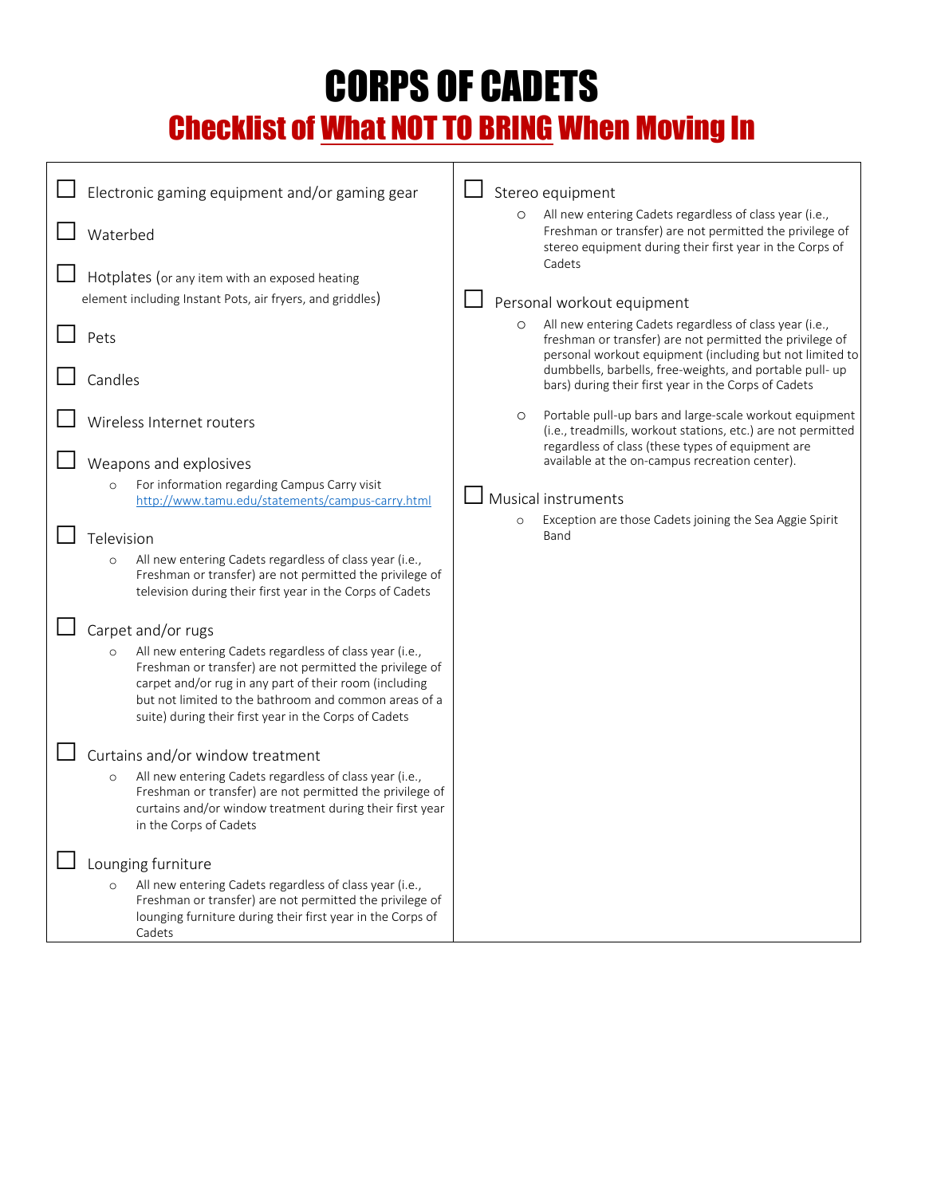# CORPS OF CADETS

## Checklist of What NOT TO BRING When Moving In

- [ ] Electronic gaming equipment and/or gaming gear
- [ ] Waterbed
- [ ] Hotplates (or any item with an exposed heating element including Instant Pots, air fryers, and griddles)
- [ ] Pets
- [ ] Candles
- [ ] Wireless Internet routers
- [ ] Weapons and explosives
  - For information regarding Campus Carry visit http://www.tamu.edu/statements/campus-carry.html
- [ ] Television
  - All new entering Cadets regardless of class year (i.e., Freshman or transfer) are not permitted the privilege of television during their first year in the Corps of Cadets
- [ ] Carpet and/or rugs
  - All new entering Cadets regardless of class year (i.e., Freshman or transfer) are not permitted the privilege of carpet and/or rug in any part of their room (including but not limited to the bathroom and common areas of a suite) during their first year in the Corps of Cadets
- [ ] Curtains and/or window treatment
  - All new entering Cadets regardless of class year (i.e., Freshman or transfer) are not permitted the privilege of curtains and/or window treatment during their first year in the Corps of Cadets
- [ ] Lounging furniture
  - All new entering Cadets regardless of class year (i.e., Freshman or transfer) are not permitted the privilege of lounging furniture during their first year in the Corps of Cadets
- [ ] Stereo equipment
  - All new entering Cadets regardless of class year (i.e., Freshman or transfer) are not permitted the privilege of stereo equipment during their first year in the Corps of Cadets
- [ ] Personal workout equipment
  - All new entering Cadets regardless of class year (i.e., freshman or transfer) are not permitted the privilege of personal workout equipment (including but not limited to dumbbells, barbells, free-weights, and portable pull- up bars) during their first year in the Corps of Cadets
  - Portable pull-up bars and large-scale workout equipment (i.e., treadmills, workout stations, etc.) are not permitted regardless of class (these types of equipment are available at the on-campus recreation center).
- [ ] Musical instruments
  - Exception are those Cadets joining the Sea Aggie Spirit Band